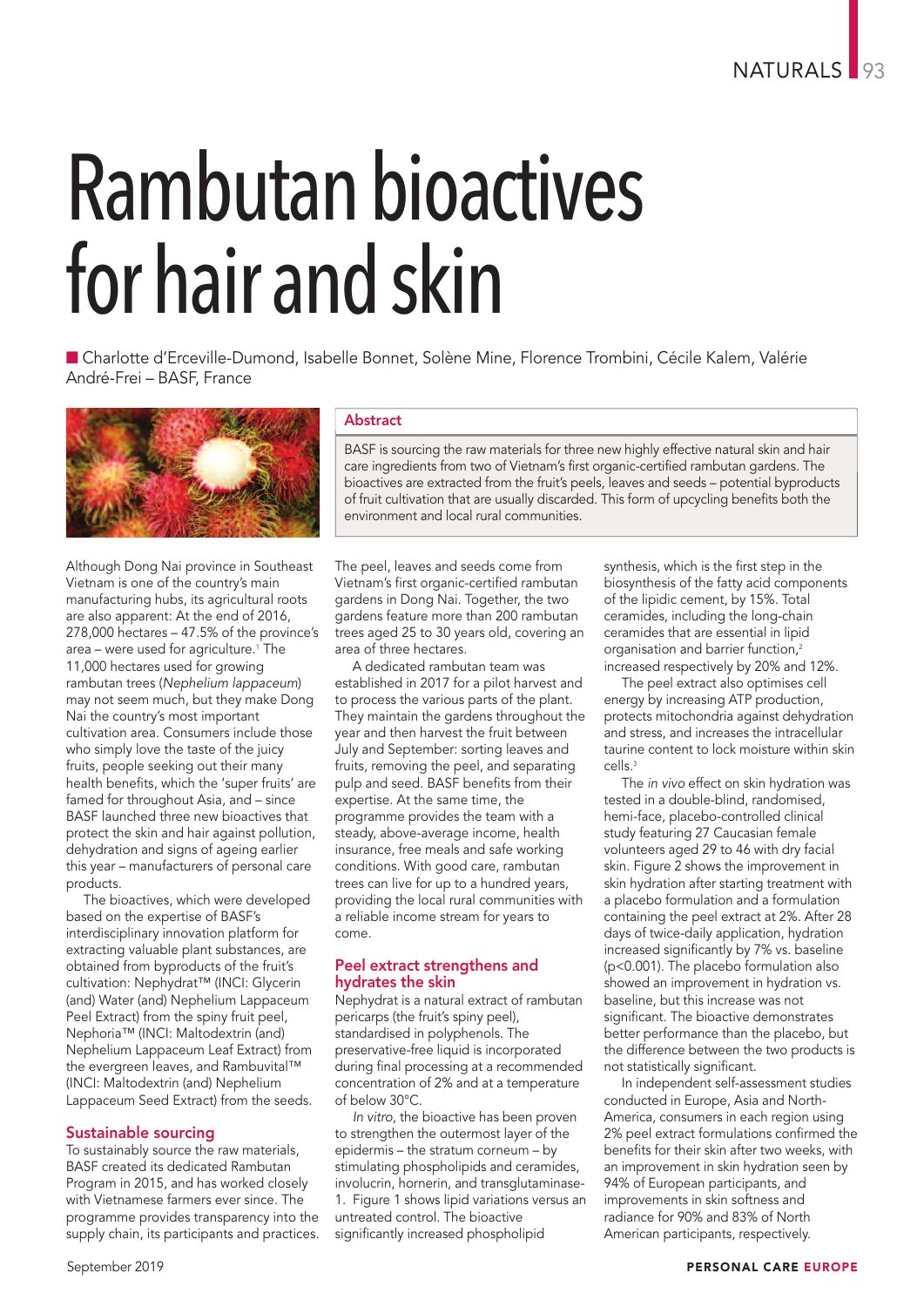# Rambutan bioactives for hair and skin

Charlotte d'Erceville-Dumond, Isabelle Bonnet, Solène Mine, Florence Trombini, Cécile Kalem, Valérie André-Frei – BASF, France

## Abstract

BASF is sourcing the raw materials for three new highly effective natural skin and hair care ingredients from two of Vietnam's first organic-certified rambutan gardens. The bioactives are extracted from the fruit's peels, leaves and seeds – potential byproducts of fruit cultivation that are usually discarded. This form of upcycling benefits both the environment and local rural communities.

Although Dong Nai province in Southeast Vietnam is one of the country's main manufacturing hubs, its agricultural roots are also apparent: At the end of 2016, 278,000 hectares – 47.5% of the province's area – were used for agriculture.[1] The 11,000 hectares used for growing rambutan trees (*Nephelium lappaceum*) may not seem much, but they make Dong Nai the country's most important cultivation area. Consumers include those who simply love the taste of the juicy fruits, people seeking out their many health benefits, which the 'super fruits' are famed for throughout Asia, and – since BASF launched three new bioactives that protect the skin and hair against pollution, dehydration and signs of ageing earlier this year – manufacturers of personal care products.

The bioactives, which were developed based on the expertise of BASF's interdisciplinary innovation platform for extracting valuable plant substances, are obtained from byproducts of the fruit's cultivation: Nephydrat™ (INCI: Glycerin (and) Water (and) Nephelium Lappaceum Peel Extract) from the spiny fruit peel, Nephoria™ (INCI: Maltodextrin (and) Nephelium Lappaceum Leaf Extract) from the evergreen leaves, and Rambuvital™ (INCI: Maltodextrin (and) Nephelium Lappaceum Seed Extract) from the seeds.

## Sustainable sourcing

To sustainably source the raw materials, BASF created its dedicated Rambutan Program in 2015, and has worked closely with Vietnamese farmers ever since. The programme provides transparency into the supply chain, its participants and practices.

The peel, leaves and seeds come from Vietnam's first organic-certified rambutan gardens in Dong Nai. Together, the two gardens feature more than 200 rambutan trees aged 25 to 30 years old, covering an area of three hectares.

A dedicated rambutan team was established in 2017 for a pilot harvest and to process the various parts of the plant. They maintain the gardens throughout the year and then harvest the fruit between July and September: sorting leaves and fruits, removing the peel, and separating pulp and seed. BASF benefits from their expertise. At the same time, the programme provides the team with a steady, above-average income, health insurance, free meals and safe working conditions. With good care, rambutan trees can live for up to a hundred years, providing the local rural communities with a reliable income stream for years to come.

## Peel extract strengthens and hydrates the skin

Nephydrat is a natural extract of rambutan pericarps (the fruit's spiny peel), standardised in polyphenols. The preservative-free liquid is incorporated during final processing at a recommended concentration of 2% and at a temperature of below 30°C.

*In vitro*, the bioactive has been proven to strengthen the outermost layer of the epidermis – the stratum corneum – by stimulating phospholipids and ceramides, involucrin, hornerin, and transglutaminase-1. Figure 1 shows lipid variations versus an untreated control. The bioactive significantly increased phospholipid synthesis, which is the first step in the biosynthesis of the fatty acid components of the lipidic cement, by 15%. Total ceramides, including the long-chain ceramides that are essential in lipid organisation and barrier function,[2] increased respectively by 20% and 12%.

The peel extract also optimises cell energy by increasing ATP production, protects mitochondria against dehydration and stress, and increases the intracellular taurine content to lock moisture within skin cells.[3]

The *in vivo* effect on skin hydration was tested in a double-blind, randomised, hemi-face, placebo-controlled clinical study featuring 27 Caucasian female volunteers aged 29 to 46 with dry facial skin. Figure 2 shows the improvement in skin hydration after starting treatment with a placebo formulation and a formulation containing the peel extract at 2%. After 28 days of twice-daily application, hydration increased significantly by 7% vs. baseline ($p<0.001$). The placebo formulation also showed an improvement in hydration vs. baseline, but this increase was not significant. The bioactive demonstrates better performance than the placebo, but the difference between the two products is not statistically significant.

In independent self-assessment studies conducted in Europe, Asia and North-America, consumers in each region using 2% peel extract formulations confirmed the benefits for their skin after two weeks, with an improvement in skin hydration seen by 94% of European participants, and improvements in skin softness and radiance for 90% and 83% of North American participants, respectively.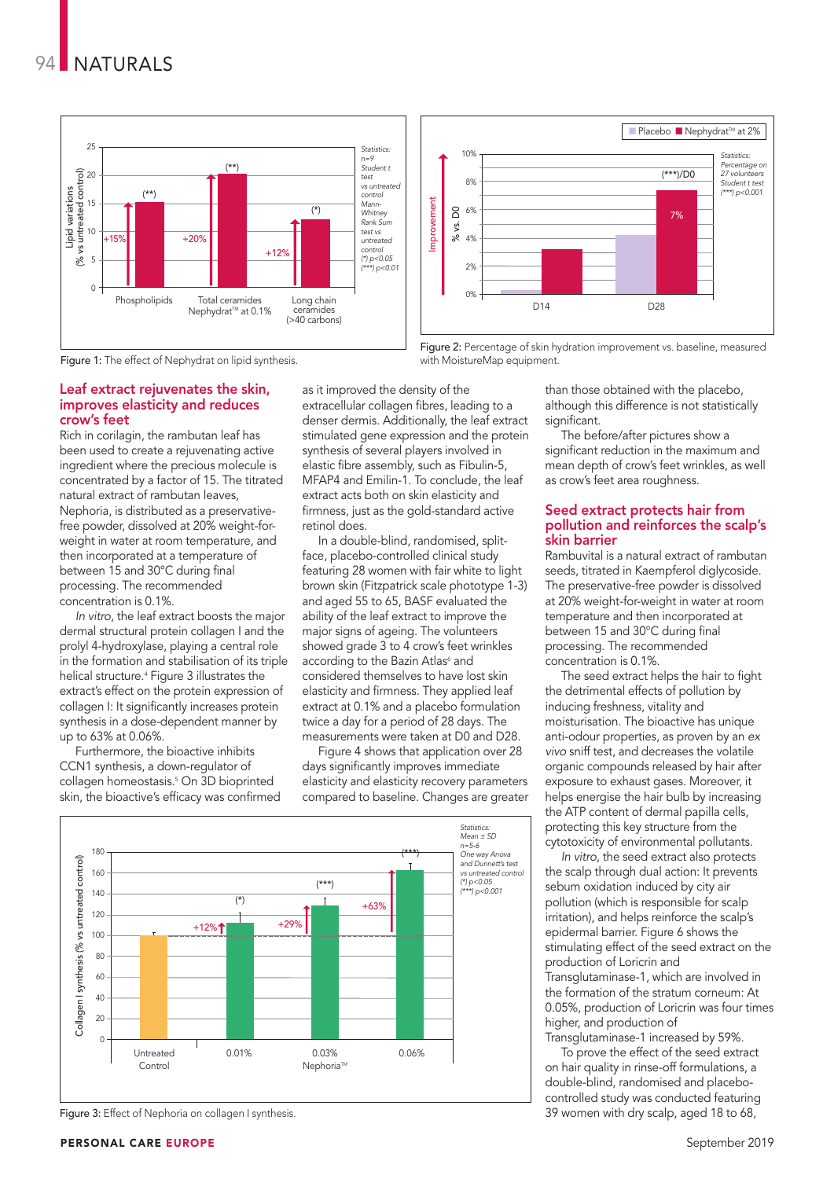Figure 1: The effect of Nephydrat on lipid synthesis.

Figure 2: Percentage of skin hydration improvement vs. baseline, measured with MoistureMap equipment.

## Leaf extract rejuvenates the skin, improves elasticity and reduces crow's feet

Rich in corilagin, the rambutan leaf has been used to create a rejuvenating active ingredient where the precious molecule is concentrated by a factor of 15. The titrated natural extract of rambutan leaves, Nephoria, is distributed as a preservative-free powder, dissolved at 20% weight-for-weight in water at room temperature, and then incorporated at a temperature of between 15 and 30°C during final processing. The recommended concentration is 0.1%.

*In vitro*, the leaf extract boosts the major dermal structural protein collagen I and the prolyl 4-hydroxylase, playing a central role in the formation and stabilisation of its triple helical structure.[4] Figure 3 illustrates the extract's effect on the protein expression of collagen I: It significantly increases protein synthesis in a dose-dependent manner by up to 63% at 0.06%.

Furthermore, the bioactive inhibits CCN1 synthesis, a down-regulator of collagen homeostasis.[5] On 3D bioprinted skin, the bioactive's efficacy was confirmed as it improved the density of the extracellular collagen fibres, leading to a denser dermis. Additionally, the leaf extract stimulated gene expression and the protein synthesis of several players involved in elastic fibre assembly, such as Fibulin-5, MFAP4 and Emilin-1. To conclude, the leaf extract acts both on skin elasticity and firmness, just as the gold-standard active retinol does.

In a double-blind, randomised, split-face, placebo-controlled clinical study featuring 28 women with fair white to light brown skin (Fitzpatrick scale phototype 1-3) and aged 55 to 65, BASF evaluated the ability of the leaf extract to improve the major signs of ageing. The volunteers showed grade 3 to 4 crow's feet wrinkles according to the Bazin Atlas[6] and considered themselves to have lost skin elasticity and firmness. They applied leaf extract at 0.1% and a placebo formulation twice a day for a period of 28 days. The measurements were taken at D0 and D28.

Figure 4 shows that application over 28 days significantly improves immediate elasticity and elasticity recovery parameters compared to baseline. Changes are greater than those obtained with the placebo, although this difference is not statistically significant.

The before/after pictures show a significant reduction in the maximum and mean depth of crow's feet wrinkles, as well as crow's feet area roughness.

Figure 3: Effect of Nephoria on collagen I synthesis.

## Seed extract protects hair from pollution and reinforces the scalp's skin barrier

Rambuvital is a natural extract of rambutan seeds, titrated in Kaempferol diglycoside. The preservative-free powder is dissolved at 20% weight-for-weight in water at room temperature and then incorporated at between 15 and 30°C during final processing. The recommended concentration is 0.1%.

The seed extract helps the hair to fight the detrimental effects of pollution by inducing freshness, vitality and moisturisation. The bioactive has unique anti-odour properties, as proven by an *ex vivo* sniff test, and decreases the volatile organic compounds released by hair after exposure to exhaust gases. Moreover, it helps energise the hair bulb by increasing the ATP content of dermal papilla cells, protecting this key structure from the cytotoxicity of environmental pollutants.

*In vitro*, the seed extract also protects the scalp through dual action: It prevents sebum oxidation induced by city air pollution (which is responsible for scalp irritation), and helps reinforce the scalp's epidermal barrier. Figure 6 shows the stimulating effect of the seed extract on the production of Loricrin and Transglutaminase-1, which are involved in the formation of the stratum corneum: At 0.05%, production of Loricrin was four times higher, and production of Transglutaminase-1 increased by 59%.

To prove the effect of the seed extract on hair quality in rinse-off formulations, a double-blind, randomised and placebo-controlled study was conducted featuring 39 women with dry scalp, aged 18 to 68,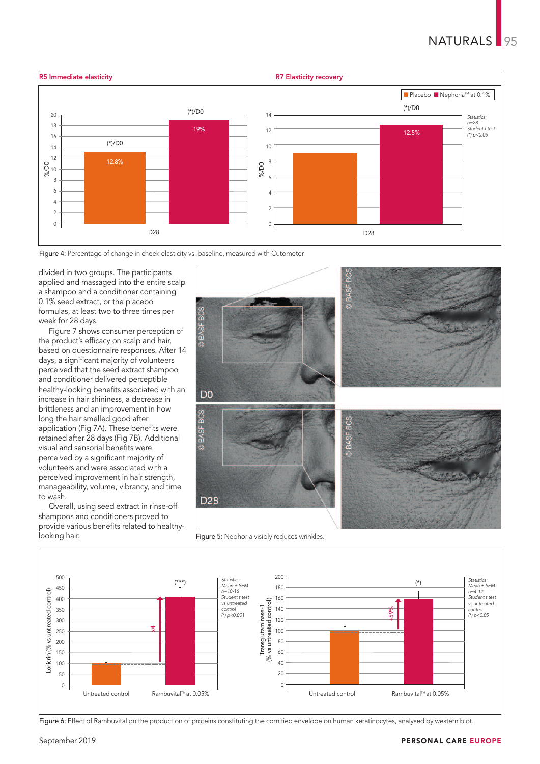**R5 Immediate elasticity**

**R7 Elasticity recovery**

Figure 4: Percentage of change in cheek elasticity vs. baseline, measured with Cutometer.

divided in two groups. The participants applied and massaged into the entire scalp a shampoo and a conditioner containing 0.1% seed extract, or the placebo formulas, at least two to three times per week for 28 days.

Figure 7 shows consumer perception of the product's efficacy on scalp and hair, based on questionnaire responses. After 14 days, a significant majority of volunteers perceived that the seed extract shampoo and conditioner delivered perceptible healthy-looking benefits associated with an increase in hair shininess, a decrease in brittleness and an improvement in how long the hair smelled good after application (Fig 7A). These benefits were retained after 28 days (Fig 7B). Additional visual and sensorial benefits were perceived by a significant majority of volunteers and were associated with a perceived improvement in hair strength, manageability, volume, vibrancy, and time to wash.

Overall, using seed extract in rinse-off shampoos and conditioners proved to provide various benefits related to healthy-looking hair.

Figure 5: Nephoria visibly reduces wrinkles.

Figure 6: Effect of Rambuvital on the production of proteins constituting the cornified envelope on human keratinocytes, analysed by western blot.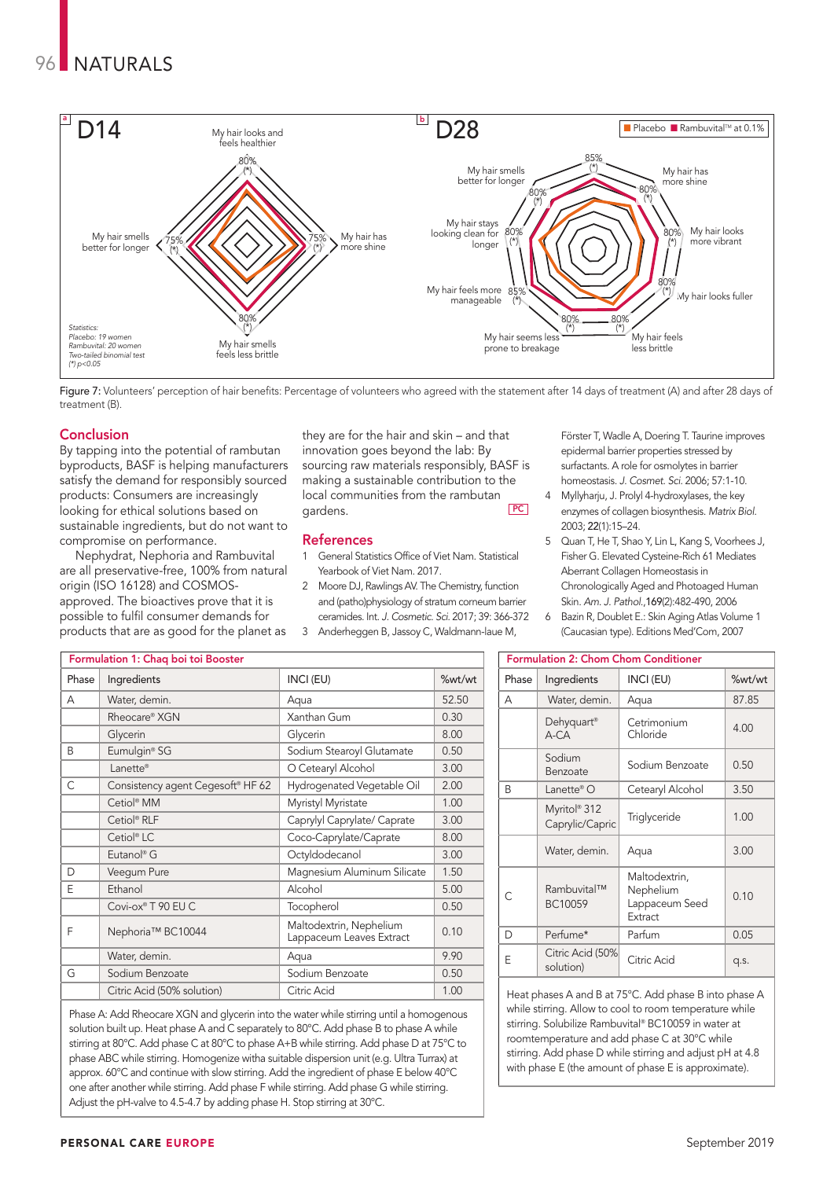a

D14

My hair looks and feels healthier

80% (*)

My hair has more shine

75% (*)

My hair smells feels less brittle

80% (*)

My hair smells better for longer

75% (*)

Statistics:
Placebo: 19 women
Rambuvital: 20 women
Two-tailed binomial test
(*) p<0.05

b

D28

Placebo ■ Rambuvital™ at 0.1%

85% (*)

My hair has more shine

80% (*)

My hair looks more vibrant

80% (*)

My hair looks fuller

80% (*)

My hair feels less brittle

80% (*)

My hair seems less prone to breakage

80% (*)

My hair feels more manageable

85% (*)

My hair stays looking clean for longer

80% (*)

My hair smells better for longer

80% (*)

Figure 7: Volunteers' perception of hair benefits: Percentage of volunteers who agreed with the statement after 14 days of treatment (A) and after 28 days of treatment (B).

## Conclusion

By tapping into the potential of rambutan byproducts, BASF is helping manufacturers satisfy the demand for responsibly sourced products: Consumers are increasingly looking for ethical solutions based on sustainable ingredients, but do not want to compromise on performance.

Nephydrat, Nephoria and Rambuvital are all preservative-free, 100% from natural origin (ISO 16128) and COSMOS-approved. The bioactives prove that it is possible to fulfil consumer demands for products that are as good for the planet as they are for the hair and skin – and that innovation goes beyond the lab: By sourcing raw materials responsibly, BASF is making a sustainable contribution to the local communities from the rambutan gardens. PC

## References

1. General Statistics Office of Viet Nam. Statistical Yearbook of Viet Nam. 2017.
2. Moore DJ, Rawlings AV. The Chemistry, function and (patho)physiology of stratum corneum barrier ceramides. *Int. J. Cosmetic. Sci.* 2017; 39: 366-372
3. Anderheggen B, Jassoy C, Waldmann-laue M, Förster T, Wadle A, Doering T. Taurine improves epidermal barrier properties stressed by surfactants. A role for osmolytes in barrier homeostasis. *J. Cosmet. Sci.* 2006; 57:1-10.
4. Myllyharju, J. Prolyl 4-hydroxylases, the key enzymes of collagen biosynthesis. *Matrix Biol.* 2003; **22**(1):15–24.
5. Quan T, He T, Shao Y, Lin L, Kang S, Voorhees J, Fisher G. Elevated Cysteine-Rich 61 Mediates Aberrant Collagen Homeostasis in Chronologically Aged and Photoaged Human Skin. *Am. J. Pathol.*,**169**(2):482-490, 2006
6. Bazin R, Doublet E.: Skin Aging Atlas Volume 1 (Caucasian type). Editions Med'Com, 2007

**Formulation 1: Chaq boi toi Booster**

| Phase | Ingredients | INCI (EU) | %wt/wt |
|---|---|---|---|
| A | Water, demin. | Aqua | 52.50 |
| | Rheocare® XGN | Xanthan Gum | 0.30 |
| | Glycerin | Glycerin | 8.00 |
| B | Eumulgin® SG | Sodium Stearoyl Glutamate | 0.50 |
| | Lanette® | O Cetearyl Alcohol | 3.00 |
| C | Consistency agent Cegesoft® HF 62 | Hydrogenated Vegetable Oil | 2.00 |
| | Cetiol® MM | Myristyl Myristate | 1.00 |
| | Cetiol® RLF | Caprylyl Caprylate/ Caprate | 3.00 |
| | Cetiol® LC | Coco-Caprylate/Caprate | 8.00 |
| | Eutanol® G | Octyldodecanol | 3.00 |
| D | Veegum Pure | Magnesium Aluminum Silicate | 1.50 |
| E | Ethanol | Alcohol | 5.00 |
| | Covi-ox® T 90 EU C | Tocopherol | 0.50 |
| F | Nephoria™ BC10044 | Maltodextrin, Nephelium Lappaceum Leaves Extract | 0.10 |
| | Water, demin. | Aqua | 9.90 |
| G | Sodium Benzoate | Sodium Benzoate | 0.50 |
| | Citric Acid (50% solution) | Citric Acid | 1.00 |

Phase A: Add Rheocare XGN and glycerin into the water while stirring until a homogenous solution built up. Heat phase A and C separately to 80°C. Add phase B to phase A while stirring at 80°C. Add phase C at 80°C to phase A+B while stirring. Add phase D at 75°C to phase ABC while stirring. Homogenize witha suitable dispersion unit (e.g. Ultra Turrax) at approx. 60°C and continue with slow stirring. Add the ingredient of phase E below 40°C one after another while stirring. Add phase F while stirring. Add phase G while stirring. Adjust the pH-valve to 4.5-4.7 by adding phase H. Stop stirring at 30°C.

**Formulation 2: Chom Chom Conditioner**

| Phase | Ingredients | INCI (EU) | %wt/wt |
|---|---|---|---|
| A | Water, demin. | Aqua | 87.85 |
| | Dehyquart® A-CA | Cetrimonium Chloride | 4.00 |
| | Sodium Benzoate | Sodium Benzoate | 0.50 |
| B | Lanette® O | Cetearyl Alcohol | 3.50 |
| | Myritol® 312 Caprylic/Capric | Triglyceride | 1.00 |
| | Water, demin. | Aqua | 3.00 |
| C | Rambuvital™ BC10059 | Maltodextrin, Nephelium Lappaceum Seed Extract | 0.10 |
| D | Perfume* | Parfum | 0.05 |
| E | Citric Acid (50% solution) | Citric Acid | q.s. |

Heat phases A and B at 75°C. Add phase B into phase A while stirring. Allow to cool to room temperature while stirring. Solubilize Rambuvital® BC10059 in water at roomtemperature and add phase C at 30°C while stirring. Add phase D while stirring and adjust pH at 4.8 with phase E (the amount of phase E is approximate).